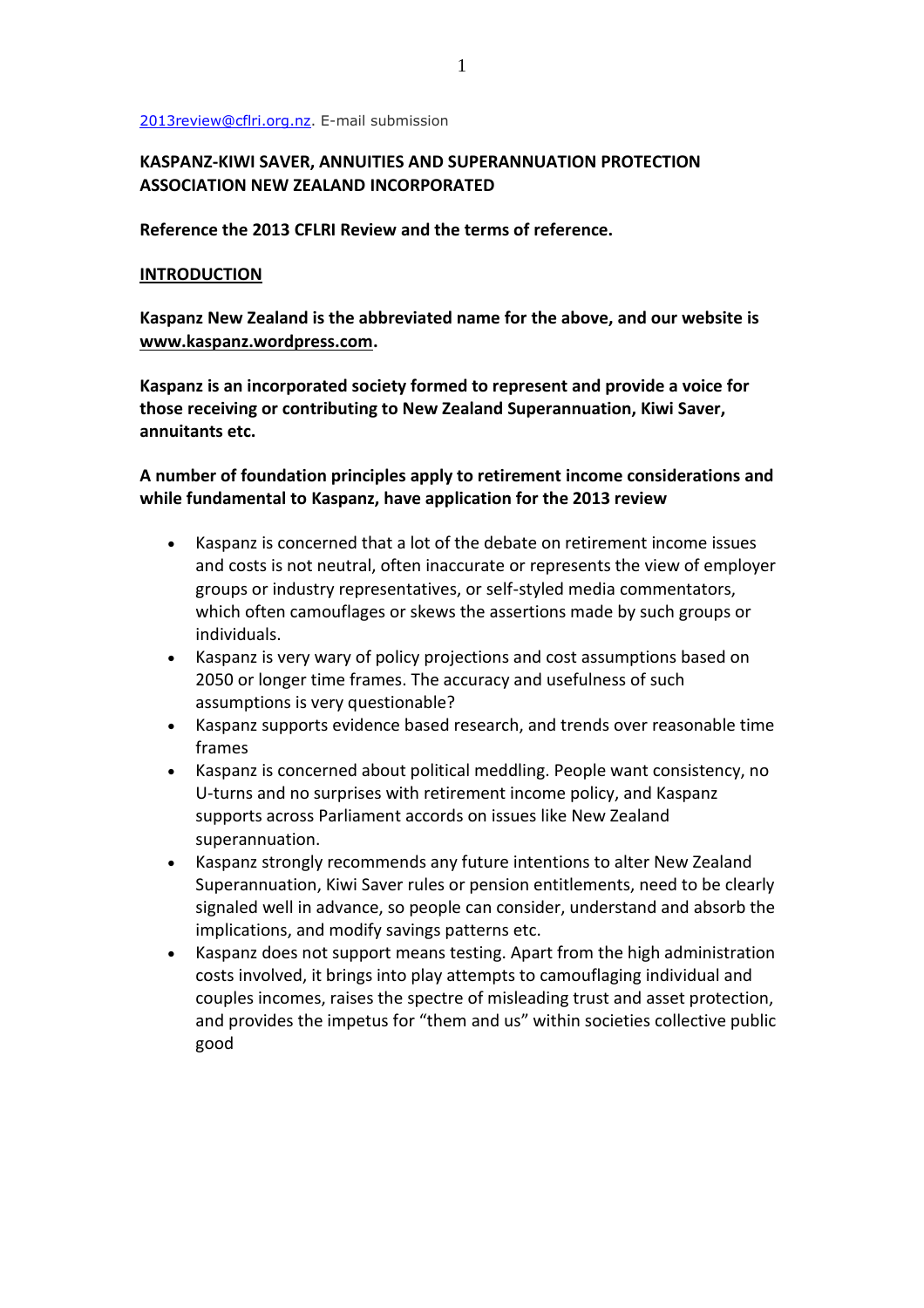2013review@cflri.org.nz. E-mail submission

**KASPANZ-KIWI SAVER, ANNUITIES AND SUPERANNUATION PROTECTION ASSOCIATION NEW ZEALAND INCORPORATED**

**Reference the 2013 CFLRI Review and the terms of reference.**

## INTRODUCTION

**Kaspanz New Zealand is the abbreviated name for the above, and our website is www.kaspanz.wordpress.com.**

**Kaspanz is an incorporated society formed to represent and provide a voice for those receiving or contributing to New Zealand Superannuation, Kiwi Saver, annuitants etc.**

**A number of foundation principles apply to retirement income considerations and while fundamental to Kaspanz, have application for the 2013 review**

- Kaspanz is concerned that a lot of the debate on retirement income issues and costs is not neutral, often inaccurate or represents the view of employer groups or industry representatives, or self-styled media commentators, which often camouflages or skews the assertions made by such groups or individuals.
- Kaspanz is very wary of policy projections and cost assumptions based on 2050 or longer time frames. The accuracy and usefulness of such assumptions is very questionable?
- Kaspanz supports evidence based research, and trends over reasonable time frames
- Kaspanz is concerned about political meddling. People want consistency, no U-turns and no surprises with retirement income policy, and Kaspanz supports across Parliament accords on issues like New Zealand superannuation.
- Kaspanz strongly recommends any future intentions to alter New Zealand Superannuation, Kiwi Saver rules or pension entitlements, need to be clearly signaled well in advance, so people can consider, understand and absorb the implications, and modify savings patterns etc.
- Kaspanz does not support means testing. Apart from the high administration costs involved, it brings into play attempts to camouflaging individual and couples incomes, raises the spectre of misleading trust and asset protection, and provides the impetus for "them and us" within societies collective public good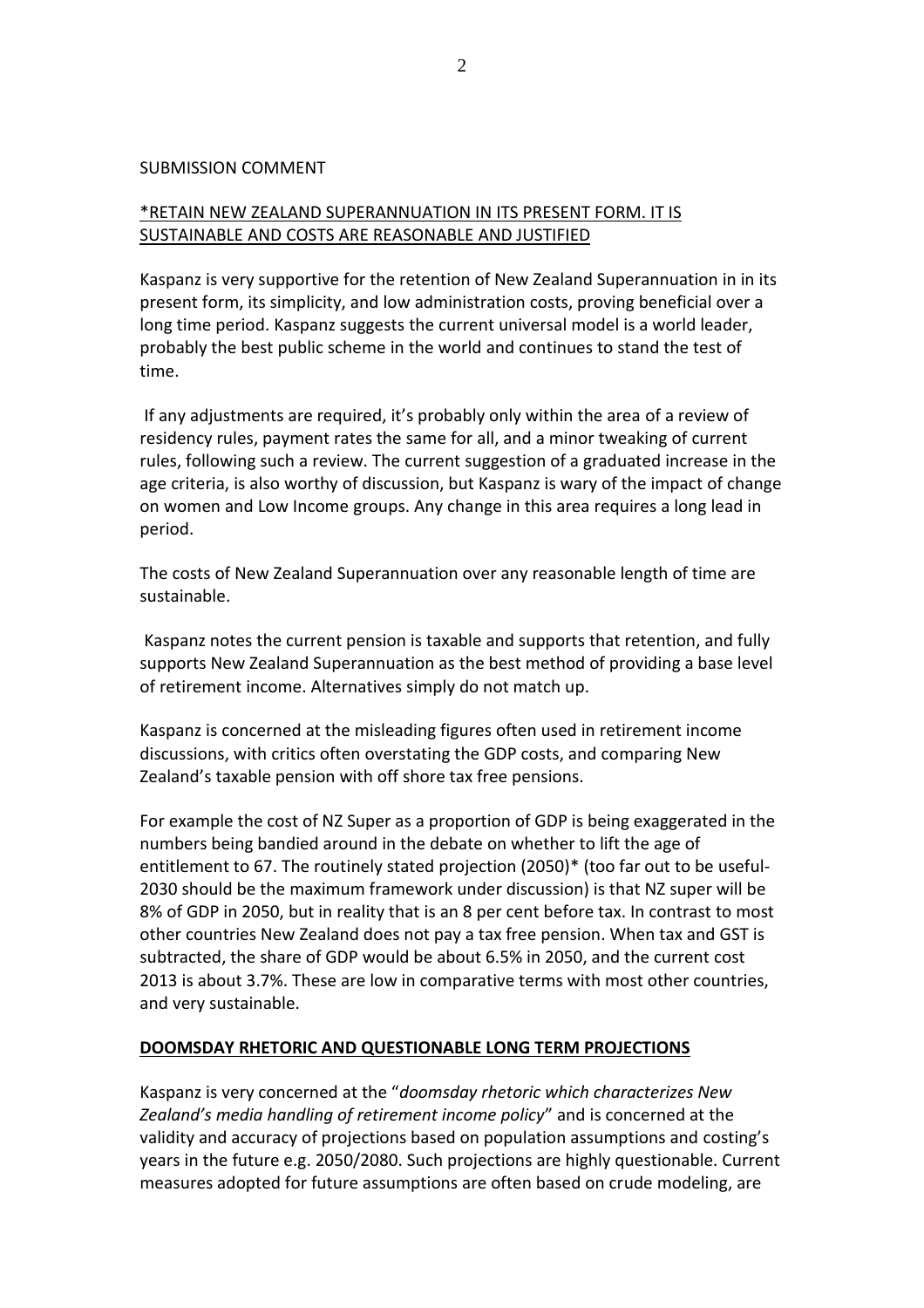SUBMISSION COMMENT

*RETAIN NEW ZEALAND SUPERANNUATION IN ITS PRESENT FORM. IT IS SUSTAINABLE AND COSTS ARE REASONABLE AND JUSTIFIED

Kaspanz is very supportive for the retention of New Zealand Superannuation in in its present form, its simplicity, and low administration costs, proving beneficial over a long time period. Kaspanz suggests the current universal model is a world leader, probably the best public scheme in the world and continues to stand the test of time.

If any adjustments are required, it's probably only within the area of a review of residency rules, payment rates the same for all, and a minor tweaking of current rules, following such a review. The current suggestion of a graduated increase in the age criteria, is also worthy of discussion, but Kaspanz is wary of the impact of change on women and Low Income groups. Any change in this area requires a long lead in period.

The costs of New Zealand Superannuation over any reasonable length of time are sustainable.

Kaspanz notes the current pension is taxable and supports that retention, and fully supports New Zealand Superannuation as the best method of providing a base level of retirement income. Alternatives simply do not match up.

Kaspanz is concerned at the misleading figures often used in retirement income discussions, with critics often overstating the GDP costs, and comparing New Zealand's taxable pension with off shore tax free pensions.

For example the cost of NZ Super as a proportion of GDP is being exaggerated in the numbers being bandied around in the debate on whether to lift the age of entitlement to 67. The routinely stated projection (2050)* (too far out to be useful- 2030 should be the maximum framework under discussion) is that NZ super will be 8% of GDP in 2050, but in reality that is an 8 per cent before tax. In contrast to most other countries New Zealand does not pay a tax free pension. When tax and GST is subtracted, the share of GDP would be about 6.5% in 2050, and the current cost 2013 is about 3.7%. These are low in comparative terms with most other countries, and very sustainable.

**DOOMSDAY RHETORIC AND QUESTIONABLE LONG TERM PROJECTIONS**

Kaspanz is very concerned at the "*doomsday rhetoric which characterizes New Zealand's media handling of retirement income policy*" and is concerned at the validity and accuracy of projections based on population assumptions and costing's years in the future e.g. 2050/2080. Such projections are highly questionable. Current measures adopted for future assumptions are often based on crude modeling, are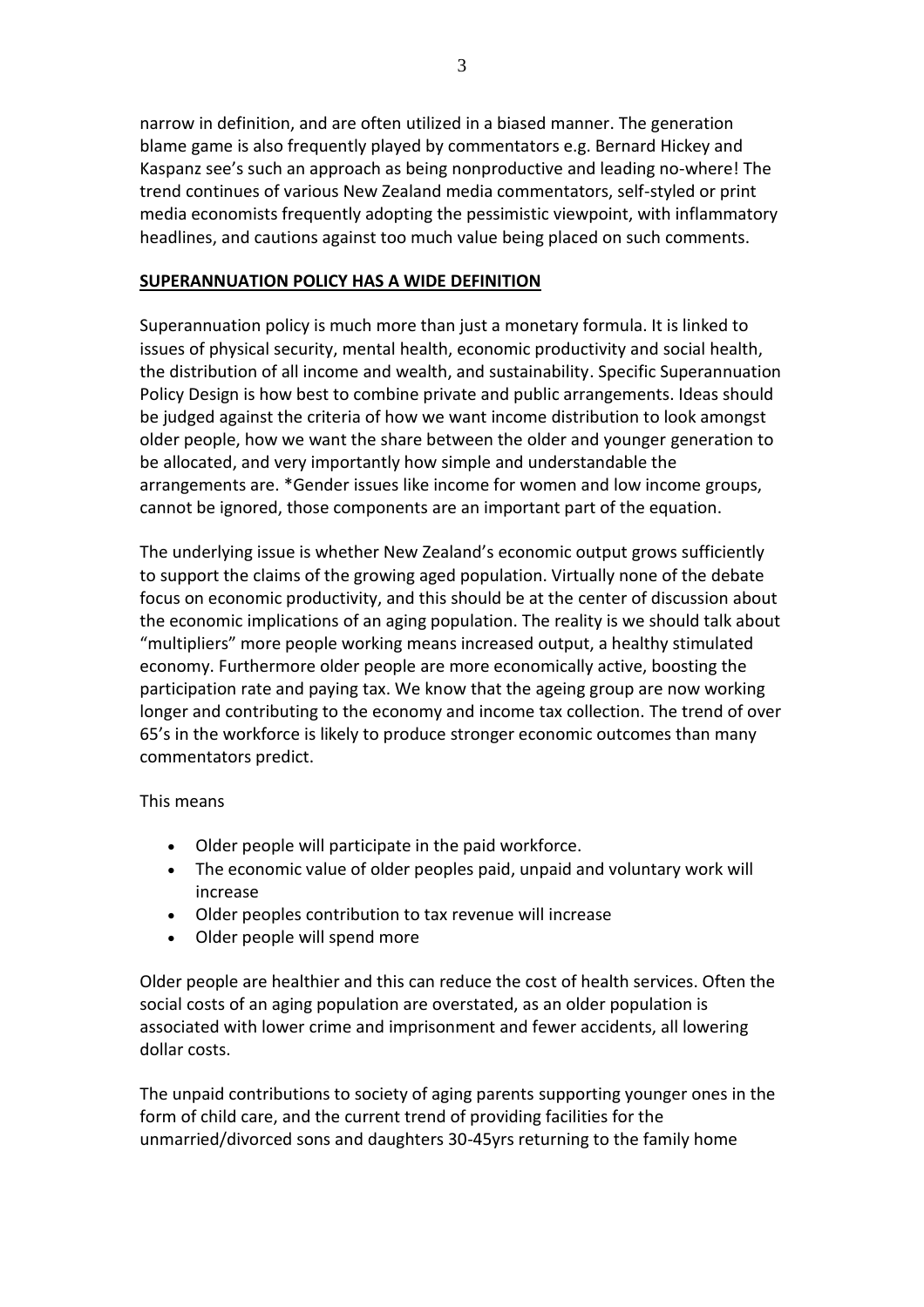narrow in definition, and are often utilized in a biased manner. The generation blame game is also frequently played by commentators e.g. Bernard Hickey and Kaspanz see's such an approach as being nonproductive and leading no-where! The trend continues of various New Zealand media commentators, self-styled or print media economists frequently adopting the pessimistic viewpoint, with inflammatory headlines, and cautions against too much value being placed on such comments.

## **SUPERANNUATION POLICY HAS A WIDE DEFINITION**

Superannuation policy is much more than just a monetary formula. It is linked to issues of physical security, mental health, economic productivity and social health, the distribution of all income and wealth, and sustainability. Specific Superannuation Policy Design is how best to combine private and public arrangements. Ideas should be judged against the criteria of how we want income distribution to look amongst older people, how we want the share between the older and younger generation to be allocated, and very importantly how simple and understandable the arrangements are. *Gender issues like income for women and low income groups, cannot be ignored, those components are an important part of the equation.

The underlying issue is whether New Zealand's economic output grows sufficiently to support the claims of the growing aged population. Virtually none of the debate focus on economic productivity, and this should be at the center of discussion about the economic implications of an aging population. The reality is we should talk about "multipliers" more people working means increased output, a healthy stimulated economy. Furthermore older people are more economically active, boosting the participation rate and paying tax. We know that the ageing group are now working longer and contributing to the economy and income tax collection. The trend of over 65's in the workforce is likely to produce stronger economic outcomes than many commentators predict.

This means

- Older people will participate in the paid workforce.
- The economic value of older peoples paid, unpaid and voluntary work will increase
- Older peoples contribution to tax revenue will increase
- Older people will spend more

Older people are healthier and this can reduce the cost of health services. Often the social costs of an aging population are overstated, as an older population is associated with lower crime and imprisonment and fewer accidents, all lowering dollar costs.

The unpaid contributions to society of aging parents supporting younger ones in the form of child care, and the current trend of providing facilities for the unmarried/divorced sons and daughters 30-45yrs returning to the family home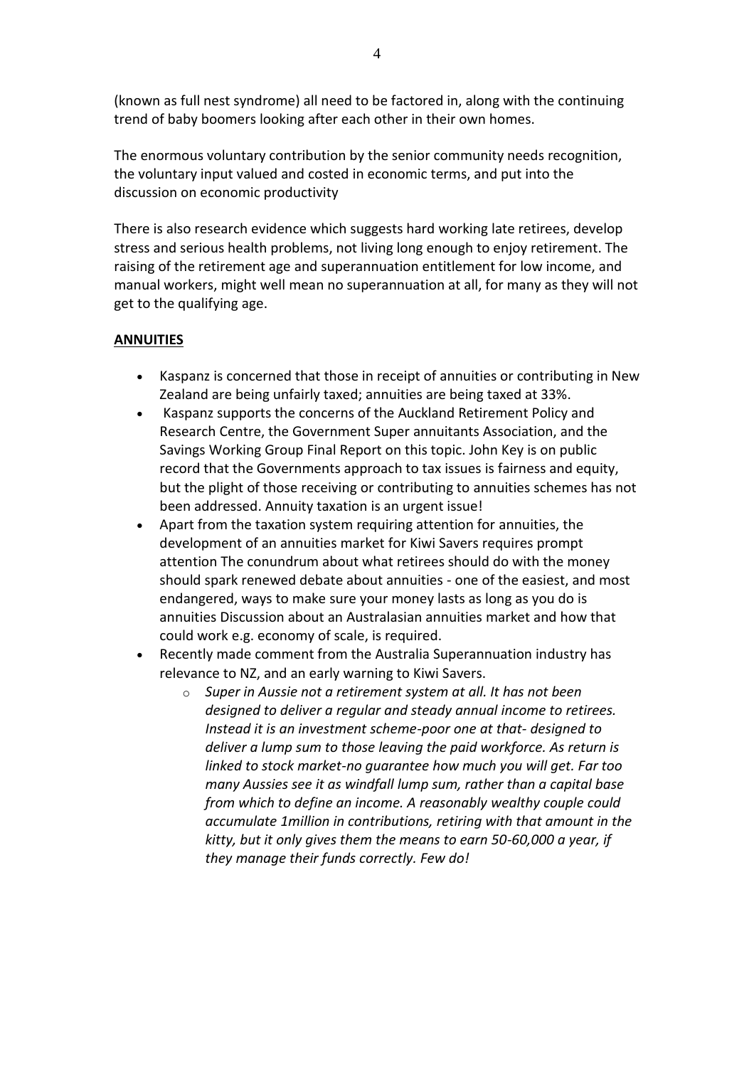(known as full nest syndrome) all need to be factored in, along with the continuing trend of baby boomers looking after each other in their own homes.

The enormous voluntary contribution by the senior community needs recognition, the voluntary input valued and costed in economic terms, and put into the discussion on economic productivity

There is also research evidence which suggests hard working late retirees, develop stress and serious health problems, not living long enough to enjoy retirement. The raising of the retirement age and superannuation entitlement for low income, and manual workers, might well mean no superannuation at all, for many as they will not get to the qualifying age.

## **ANNUITIES**

- Kaspanz is concerned that those in receipt of annuities or contributing in New Zealand are being unfairly taxed; annuities are being taxed at 33%.
- Kaspanz supports the concerns of the Auckland Retirement Policy and Research Centre, the Government Super annuitants Association, and the Savings Working Group Final Report on this topic. John Key is on public record that the Governments approach to tax issues is fairness and equity, but the plight of those receiving or contributing to annuities schemes has not been addressed. Annuity taxation is an urgent issue!
- Apart from the taxation system requiring attention for annuities, the development of an annuities market for Kiwi Savers requires prompt attention The conundrum about what retirees should do with the money should spark renewed debate about annuities - one of the easiest, and most endangered, ways to make sure your money lasts as long as you do is annuities Discussion about an Australasian annuities market and how that could work e.g. economy of scale, is required.
- Recently made comment from the Australia Superannuation industry has relevance to NZ, and an early warning to Kiwi Savers.
  - *Super in Aussie not a retirement system at all. It has not been designed to deliver a regular and steady annual income to retirees. Instead it is an investment scheme-poor one at that- designed to deliver a lump sum to those leaving the paid workforce. As return is linked to stock market-no guarantee how much you will get. Far too many Aussies see it as windfall lump sum, rather than a capital base from which to define an income. A reasonably wealthy couple could accumulate 1million in contributions, retiring with that amount in the kitty, but it only gives them the means to earn 50-60,000 a year, if they manage their funds correctly. Few do!*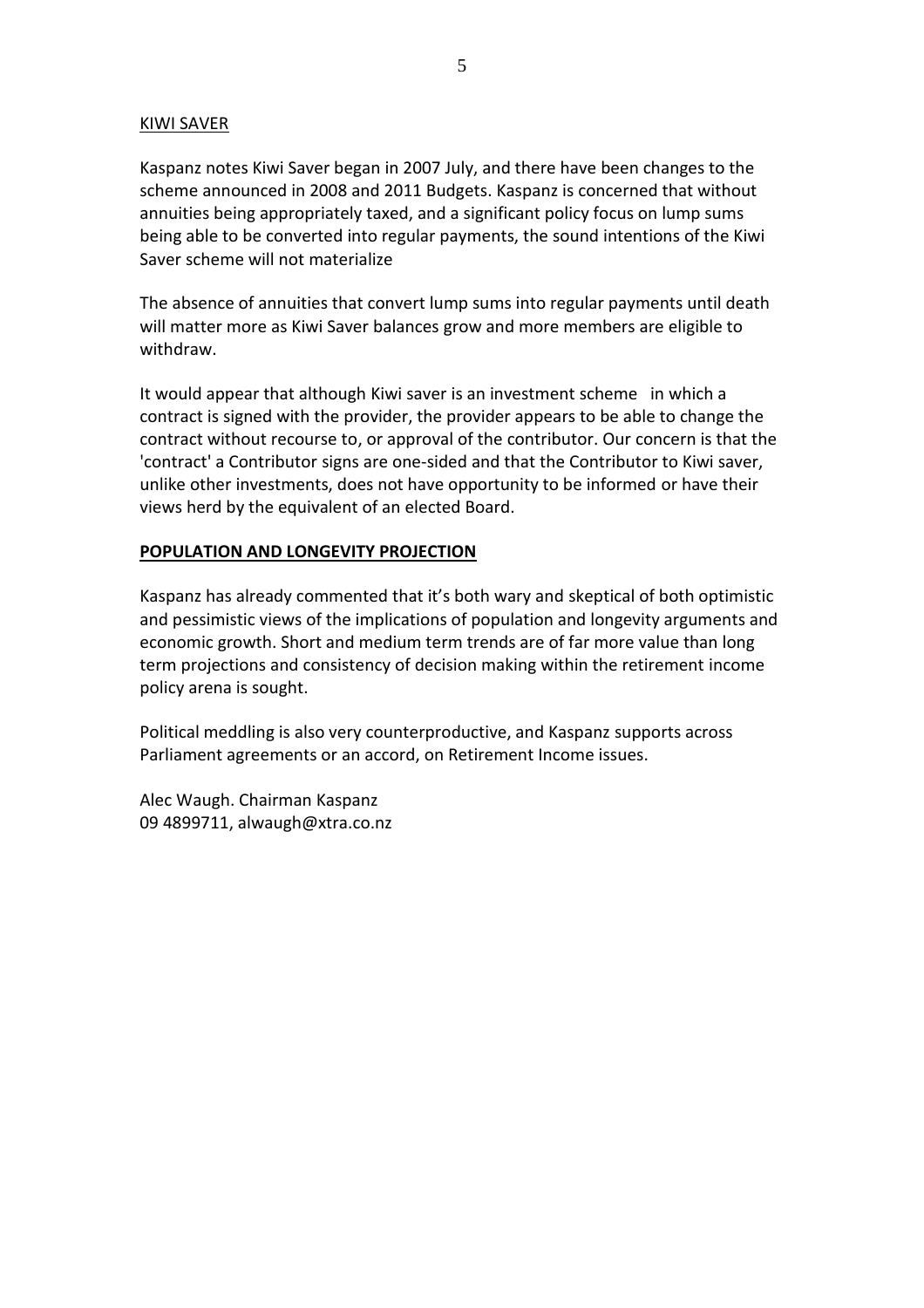KIWI SAVER

Kaspanz notes Kiwi Saver began in 2007 July, and there have been changes to the scheme announced in 2008 and 2011 Budgets. Kaspanz is concerned that without annuities being appropriately taxed, and a significant policy focus on lump sums being able to be converted into regular payments, the sound intentions of the Kiwi Saver scheme will not materialize

The absence of annuities that convert lump sums into regular payments until death will matter more as Kiwi Saver balances grow and more members are eligible to withdraw.

It would appear that although Kiwi saver is an investment scheme in which a contract is signed with the provider, the provider appears to be able to change the contract without recourse to, or approval of the contributor. Our concern is that the 'contract' a Contributor signs are one-sided and that the Contributor to Kiwi saver, unlike other investments, does not have opportunity to be informed or have their views herd by the equivalent of an elected Board.

**POPULATION AND LONGEVITY PROJECTION**

Kaspanz has already commented that it's both wary and skeptical of both optimistic and pessimistic views of the implications of population and longevity arguments and economic growth. Short and medium term trends are of far more value than long term projections and consistency of decision making within the retirement income policy arena is sought.

Political meddling is also very counterproductive, and Kaspanz supports across Parliament agreements or an accord, on Retirement Income issues.

Alec Waugh. Chairman Kaspanz
09 4899711, alwaugh@xtra.co.nz